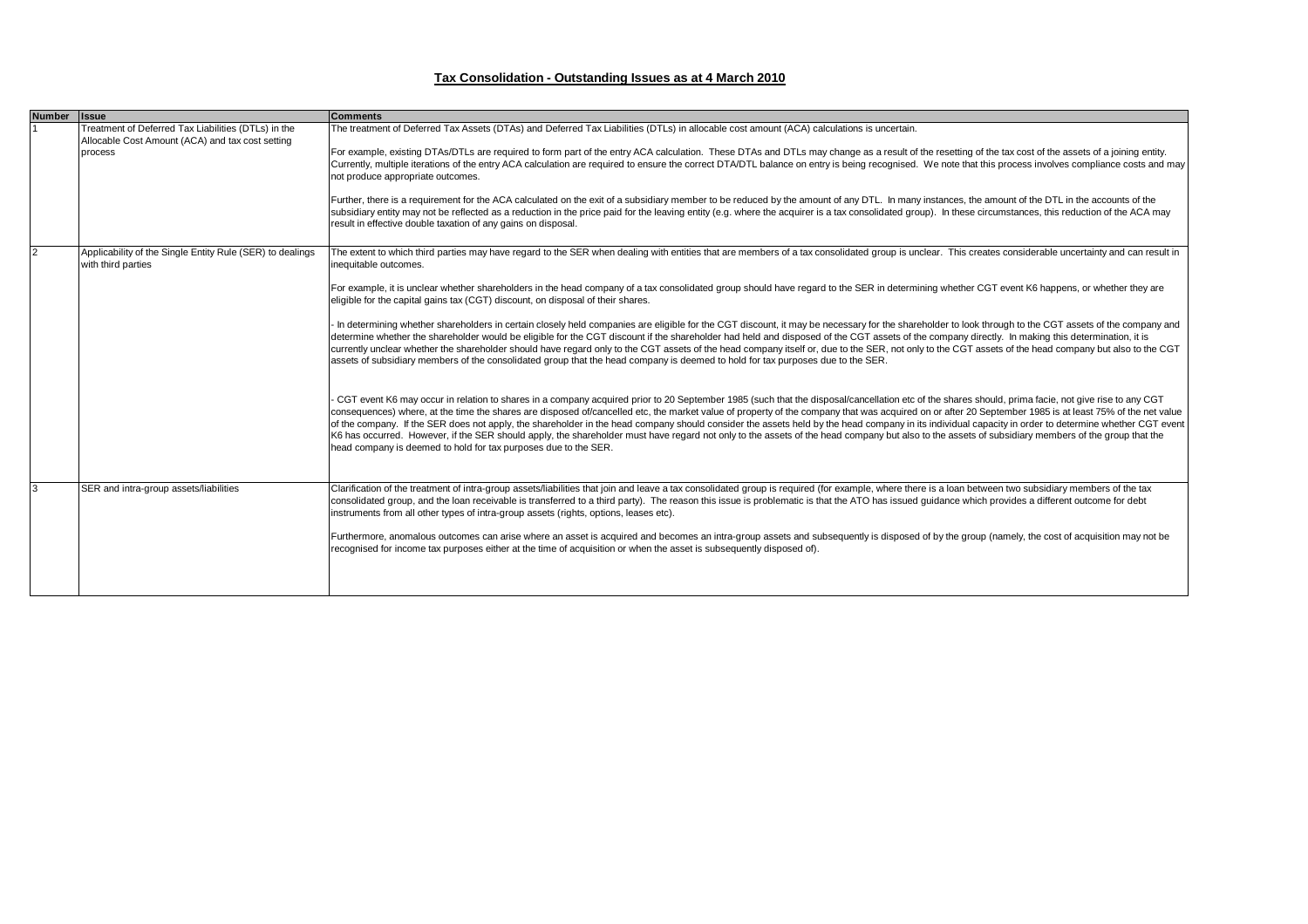# Tax Consolidation - Outstanding Issues as at 4 March 2010

| Number | Issue | Comments |
| --- | --- | --- |
| 1 | Treatment of Deferred Tax Liabilities (DTLs) in the Allocable Cost Amount (ACA) and tax cost setting process | The treatment of Deferred Tax Assets (DTAs) and Deferred Tax Liabilities (DTLs) in allocable cost amount (ACA) calculations is uncertain.<br><br>For example, existing DTAs/DTLs are required to form part of the entry ACA calculation. These DTAs and DTLs may change as a result of the resetting of the tax cost of the assets of a joining entity. Currently, multiple iterations of the entry ACA calculation are required to ensure the correct DTA/DTL balance on entry is being recognised. We note that this process involves compliance costs and may not produce appropriate outcomes.<br><br>Further, there is a requirement for the ACA calculated on the exit of a subsidiary member to be reduced by the amount of any DTL. In many instances, the amount of the DTL in the accounts of the subsidiary entity may not be reflected as a reduction in the price paid for the leaving entity (e.g. where the acquirer is a tax consolidated group). In these circumstances, this reduction of the ACA may result in effective double taxation of any gains on disposal. |
| 2 | Applicability of the Single Entity Rule (SER) to dealings with third parties | The extent to which third parties may have regard to the SER when dealing with entities that are members of a tax consolidated group is unclear. This creates considerable uncertainty and can result in inequitable outcomes.<br><br>For example, it is unclear whether shareholders in the head company of a tax consolidated group should have regard to the SER in determining whether CGT event K6 happens, or whether they are eligible for the capital gains tax (CGT) discount, on disposal of their shares.<br><br>- In determining whether shareholders in certain closely held companies are eligible for the CGT discount, it may be necessary for the shareholder to look through to the CGT assets of the company and determine whether the shareholder would be eligible for the CGT discount if the shareholder had held and disposed of the CGT assets of the company directly. In making this determination, it is currently unclear whether the shareholder should have regard only to the CGT assets of the head company itself or, due to the SER, not only to the CGT assets of the head company but also to the CGT assets of subsidiary members of the consolidated group that the head company is deemed to hold for tax purposes due to the SER.<br><br>- CGT event K6 may occur in relation to shares in a company acquired prior to 20 September 1985 (such that the disposal/cancellation etc of the shares should, prima facie, not give rise to any CGT consequences) where, at the time the shares are disposed of/cancelled etc, the market value of property of the company that was acquired on or after 20 September 1985 is at least 75% of the net value of the company. If the SER does not apply, the shareholder in the head company should consider the assets held by the head company in its individual capacity in order to determine whether CGT event K6 has occurred. However, if the SER should apply, the shareholder must have regard not only to the assets of the head company but also to the assets of subsidiary members of the group that the head company is deemed to hold for tax purposes due to the SER. |
| 3 | SER and intra-group assets/liabilities | Clarification of the treatment of intra-group assets/liabilities that join and leave a tax consolidated group is required (for example, where there is a loan between two subsidiary members of the tax consolidated group, and the loan receivable is transferred to a third party). The reason this issue is problematic is that the ATO has issued guidance which provides a different outcome for debt instruments from all other types of intra-group assets (rights, options, leases etc).<br><br>Furthermore, anomalous outcomes can arise where an asset is acquired and becomes an intra-group assets and subsequently is disposed of by the group (namely, the cost of acquisition may not be recognised for income tax purposes either at the time of acquisition or when the asset is subsequently disposed of). |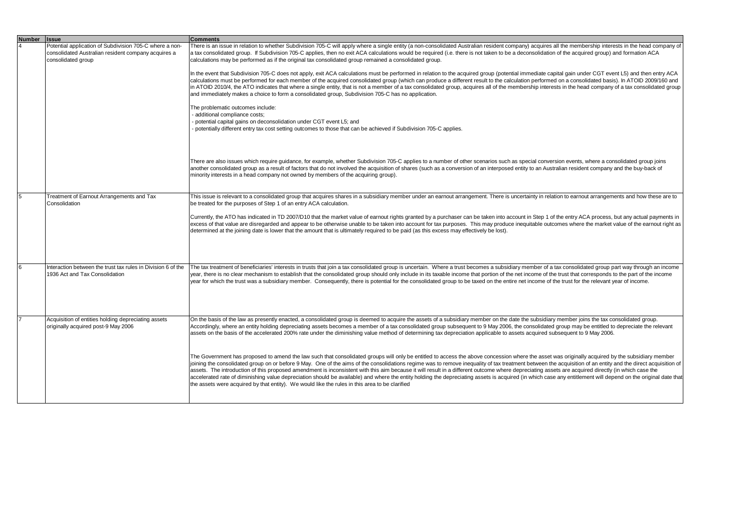| Number | Issue | Comments |
|---|---|---|
| 4 | Potential application of Subdivision 705-C where a non-consolidated Australian resident company acquires a consolidated group | There is an issue in relation to whether Subdivision 705-C will apply where a single entity (a non-consolidated Australian resident company) acquires all the membership interests in the head company of a tax consolidated group. If Subdivision 705-C applies, then no exit ACA calculations would be required (i.e. there is not taken to be a deconsolidation of the acquired group) and formation ACA calculations may be performed as if the original tax consolidated group remained a consolidated group.<br><br>In the event that Subdivision 705-C does not apply, exit ACA calculations must be performed in relation to the acquired group (potential immediate capital gain under CGT event L5) and then entry ACA calculations must be performed for each member of the acquired consolidated group (which can produce a different result to the calculation performed on a consolidated basis). In ATOID 2009/160 and in ATOID 2010/4, the ATO indicates that where a single entity, that is not a member of a tax consolidated group, acquires all of the membership interests in the head company of a tax consolidated group and immediately makes a choice to form a consolidated group, Subdivision 705-C has no application.<br><br>The problematic outcomes include:<br>- additional compliance costs;<br>- potential capital gains on deconsolidation under CGT event L5; and<br>- potentially different entry tax cost setting outcomes to those that can be achieved if Subdivision 705-C applies.<br><br>There are also issues which require guidance, for example, whether Subdivision 705-C applies to a number of other scenarios such as special conversion events, where a consolidated group joins another consolidated group as a result of factors that do not involved the acquisition of shares (such as a conversion of an interposed entity to an Australian resident company and the buy-back of minority interests in a head company not owned by members of the acquiring group). |
| 5 | Treatment of Earnout Arrangements and Tax Consolidation | This issue is relevant to a consolidated group that acquires shares in a subsidiary member under an earnout arrangement. There is uncertainty in relation to earnout arrangements and how these are to be treated for the purposes of Step 1 of an entry ACA calculation.<br><br>Currently, the ATO has indicated in TD 2007/D10 that the market value of earnout rights granted by a purchaser can be taken into account in Step 1 of the entry ACA process, but any actual payments in excess of that value are disregarded and appear to be otherwise unable to be taken into account for tax purposes. This may produce inequitable outcomes where the market value of the earnout right as determined at the joining date is lower that the amount that is ultimately required to be paid (as this excess may effectively be lost). |
| 6 | Interaction between the trust tax rules in Division 6 of the 1936 Act and Tax Consolidation | The tax treatment of beneficiaries' interests in trusts that join a tax consolidated group is uncertain. Where a trust becomes a subsidiary member of a tax consolidated group part way through an income year, there is no clear mechanism to establish that the consolidated group should only include in its taxable income that portion of the net income of the trust that corresponds to the part of the income year for which the trust was a subsidiary member. Consequently, there is potential for the consolidated group to be taxed on the entire net income of the trust for the relevant year of income. |
| 7 | Acquisition of entities holding depreciating assets originally acquired post-9 May 2006 | On the basis of the law as presently enacted, a consolidated group is deemed to acquire the assets of a subsidiary member on the date the subsidiary member joins the tax consolidated group. Accordingly, where an entity holding depreciating assets becomes a member of a tax consolidated group subsequent to 9 May 2006, the consolidated group may be entitled to depreciate the relevant assets on the basis of the accelerated 200% rate under the diminishing value method of determining tax depreciation applicable to assets acquired subsequent to 9 May 2006.<br><br>The Government has proposed to amend the law such that consolidated groups will only be entitled to access the above concession where the asset was originally acquired by the subsidiary member joining the consolidated group on or before 9 May. One of the aims of the consolidations regime was to remove inequality of tax treatment between the acquisition of an entity and the direct acquisition of assets. The introduction of this proposed amendment is inconsistent with this aim because it will result in a different outcome where depreciating assets are acquired directly (in which case the accelerated rate of diminishing value depreciation should be available) and where the entity holding the depreciating assets is acquired (in which case any entitlement will depend on the original date that the assets were acquired by that entity). We would like the rules in this area to be clarified |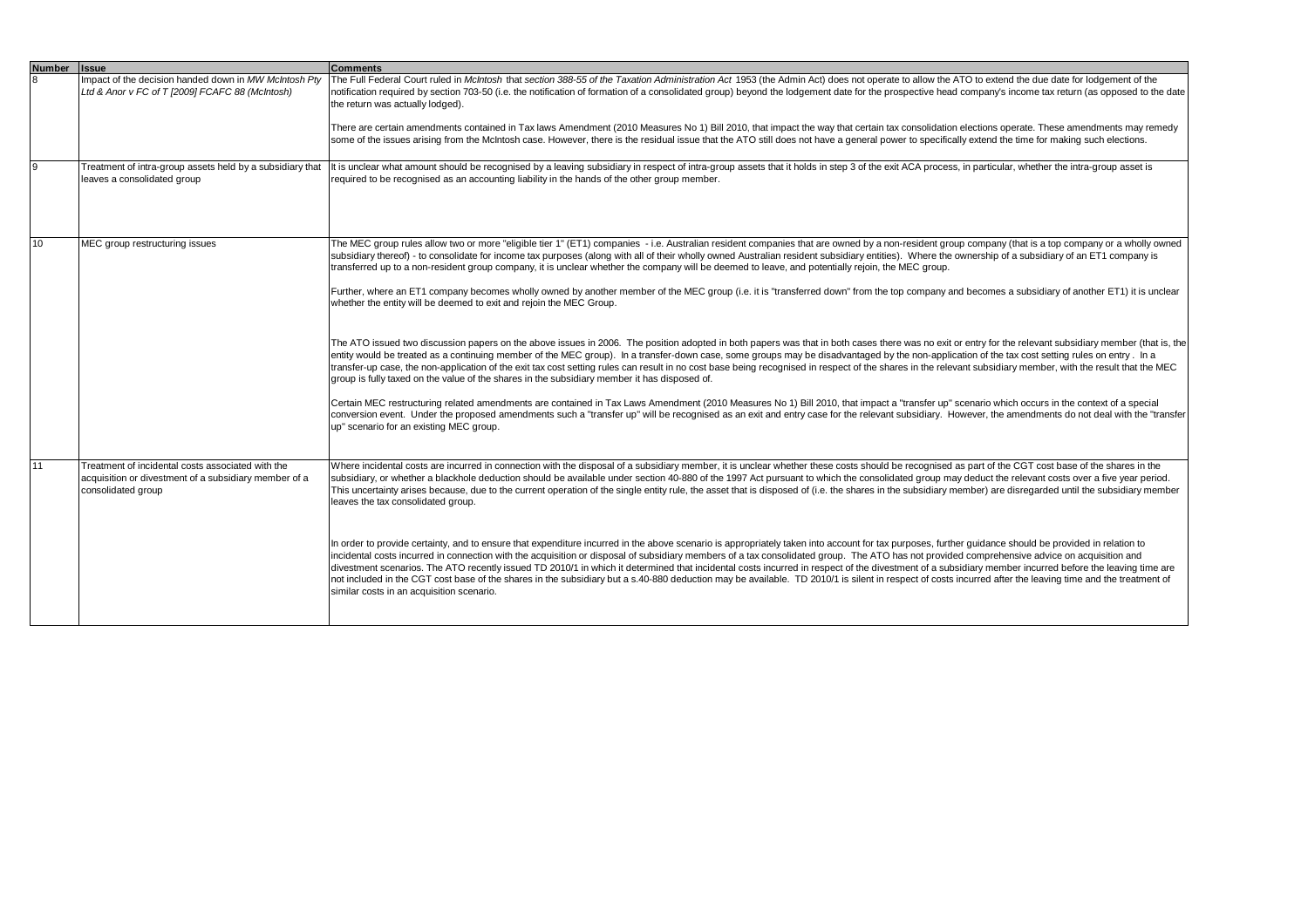| Number | Issue | Comments |
|---|---|---|
| 8 | Impact of the decision handed down in *MW McIntosh Pty Ltd & Anor v FC of T [2009] FCAFC 88 (McIntosh)* | The Full Federal Court ruled in *McIntosh* that *section 388-55 of the Taxation Administration Act* 1953 (the Admin Act) does not operate to allow the ATO to extend the due date for lodgement of the notification required by section 703-50 (i.e. the notification of formation of a consolidated group) beyond the lodgement date for the prospective head company's income tax return (as opposed to the date the return was actually lodged).<br><br>There are certain amendments contained in Tax laws Amendment (2010 Measures No 1) Bill 2010, that impact the way that certain tax consolidation elections operate. These amendments may remedy some of the issues arising from the McIntosh case. However, there is the residual issue that the ATO still does not have a general power to specifically extend the time for making such elections. |
| 9 | Treatment of intra-group assets held by a subsidiary that leaves a consolidated group | It is unclear what amount should be recognised by a leaving subsidiary in respect of intra-group assets that it holds in step 3 of the exit ACA process, in particular, whether the intra-group asset is required to be recognised as an accounting liability in the hands of the other group member. |
| 10 | MEC group restructuring issues | The MEC group rules allow two or more "eligible tier 1" (ET1) companies - i.e. Australian resident companies that are owned by a non-resident group company (that is a top company or a wholly owned subsidiary thereof) - to consolidate for income tax purposes (along with all of their wholly owned Australian resident subsidiary entities). Where the ownership of a subsidiary of an ET1 company is transferred up to a non-resident group company, it is unclear whether the company will be deemed to leave, and potentially rejoin, the MEC group.<br><br>Further, where an ET1 company becomes wholly owned by another member of the MEC group (i.e. it is "transferred down" from the top company and becomes a subsidiary of another ET1) it is unclear whether the entity will be deemed to exit and rejoin the MEC Group.<br><br>The ATO issued two discussion papers on the above issues in 2006. The position adopted in both papers was that in both cases there was no exit or entry for the relevant subsidiary member (that is, the entity would be treated as a continuing member of the MEC group). In a transfer-down case, some groups may be disadvantaged by the non-application of the tax cost setting rules on entry . In a transfer-up case, the non-application of the exit tax cost setting rules can result in no cost base being recognised in respect of the shares in the relevant subsidiary member, with the result that the MEC group is fully taxed on the value of the shares in the subsidiary member it has disposed of.<br><br>Certain MEC restructuring related amendments are contained in Tax Laws Amendment (2010 Measures No 1) Bill 2010, that impact a "transfer up" scenario which occurs in the context of a special conversion event. Under the proposed amendments such a "transfer up" will be recognised as an exit and entry case for the relevant subsidiary. However, the amendments do not deal with the "transfer up" scenario for an existing MEC group. |
| 11 | Treatment of incidental costs associated with the acquisition or divestment of a subsidiary member of a consolidated group | Where incidental costs are incurred in connection with the disposal of a subsidiary member, it is unclear whether these costs should be recognised as part of the CGT cost base of the shares in the subsidiary, or whether a blackhole deduction should be available under section 40-880 of the 1997 Act pursuant to which the consolidated group may deduct the relevant costs over a five year period. This uncertainty arises because, due to the current operation of the single entity rule, the asset that is disposed of (i.e. the shares in the subsidiary member) are disregarded until the subsidiary member leaves the tax consolidated group.<br><br>In order to provide certainty, and to ensure that expenditure incurred in the above scenario is appropriately taken into account for tax purposes, further guidance should be provided in relation to incidental costs incurred in connection with the acquisition or disposal of subsidiary members of a tax consolidated group. The ATO has not provided comprehensive advice on acquisition and divestment scenarios. The ATO recently issued TD 2010/1 in which it determined that incidental costs incurred in respect of the divestment of a subsidiary member incurred before the leaving time are not included in the CGT cost base of the shares in the subsidiary but a s.40-880 deduction may be available. TD 2010/1 is silent in respect of costs incurred after the leaving time and the treatment of similar costs in an acquisition scenario. |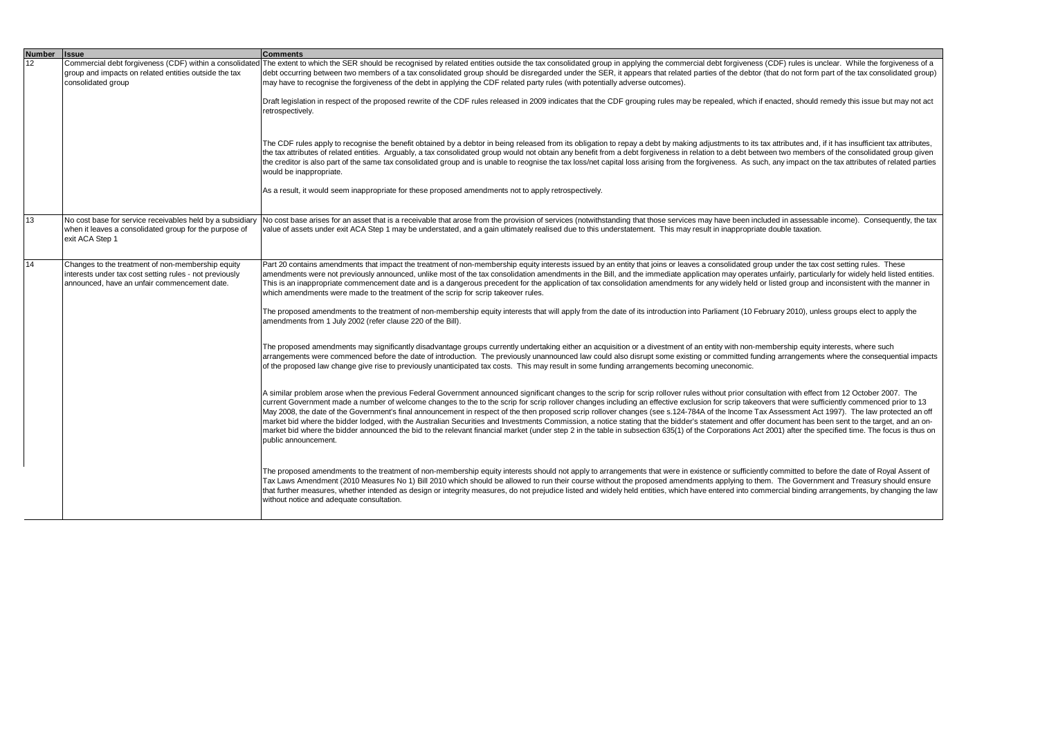| Number | Issue | Comments |
|---|---|---|
| 12 | Commercial debt forgiveness (CDF) within a consolidated group and impacts on related entities outside the tax consolidated group | The extent to which the SER should be recognised by related entities outside the tax consolidated group in applying the commercial debt forgiveness (CDF) rules is unclear. While the forgiveness of a debt occurring between two members of a tax consolidated group should be disregarded under the SER, it appears that related parties of the debtor (that do not form part of the tax consolidated group) may have to recognise the forgiveness of the debt in applying the CDF related party rules (with potentially adverse outcomes).<br><br>Draft legislation in respect of the proposed rewrite of the CDF rules released in 2009 indicates that the CDF grouping rules may be repealed, which if enacted, should remedy this issue but may not act retrospectively.<br><br>The CDF rules apply to recognise the benefit obtained by a debtor in being released from its obligation to repay a debt by making adjustments to its tax attributes and, if it has insufficient tax attributes, the tax attributes of related entities. Arguably, a tax consolidated group would not obtain any benefit from a debt forgiveness in relation to a debt between two members of the consolidated group given the creditor is also part of the same tax consolidated group and is unable to reognise the tax loss/net capital loss arising from the forgiveness. As such, any impact on the tax attributes of related parties would be inappropriate.<br><br>As a result, it would seem inappropriate for these proposed amendments not to apply retrospectively. |
| 13 | No cost base for service receivables held by a subsidiary when it leaves a consolidated group for the purpose of exit ACA Step 1 | No cost base arises for an asset that is a receivable that arose from the provision of services (notwithstanding that those services may have been included in assessable income). Consequently, the tax value of assets under exit ACA Step 1 may be understated, and a gain ultimately realised due to this understatement. This may result in inappropriate double taxation. |
| 14 | Changes to the treatment of non-membership equity interests under tax cost setting rules - not previously announced, have an unfair commencement date. | Part 20 contains amendments that impact the treatment of non-membership equity interests issued by an entity that joins or leaves a consolidated group under the tax cost setting rules. These amendments were not previously announced, unlike most of the tax consolidation amendments in the Bill, and the immediate application may operates unfairly, particularly for widely held listed entities. This is an inappropriate commencement date and is a dangerous precedent for the application of tax consolidation amendments for any widely held or listed group and inconsistent with the manner in which amendments were made to the treatment of the scrip for scrip takeover rules.<br><br>The proposed amendments to the treatment of non-membership equity interests that will apply from the date of its introduction into Parliament (10 February 2010), unless groups elect to apply the amendments from 1 July 2002 (refer clause 220 of the Bill).<br><br>The proposed amendments may significantly disadvantage groups currently undertaking either an acquisition or a divestment of an entity with non-membership equity interests, where such arrangements were commenced before the date of introduction. The previously unannounced law could also disrupt some existing or committed funding arrangements where the consequential impacts of the proposed law change give rise to previously unanticipated tax costs. This may result in some funding arrangements becoming uneconomic.<br><br>A similar problem arose when the previous Federal Government announced significant changes to the scrip for scrip rollover rules without prior consultation with effect from 12 October 2007. The current Government made a number of welcome changes to the to the scrip for scrip rollover changes including an effective exclusion for scrip takeovers that were sufficiently commenced prior to 13 May 2008, the date of the Government's final announcement in respect of the then proposed scrip rollover changes (see s.124-784A of the Income Tax Assessment Act 1997). The law protected an off market bid where the bidder lodged, with the Australian Securities and Investments Commission, a notice stating that the bidder's statement and offer document has been sent to the target, and an on-market bid where the bidder announced the bid to the relevant financial market (under step 2 in the table in subsection 635(1) of the Corporations Act 2001) after the specified time. The focus is thus on public announcement.<br><br>The proposed amendments to the treatment of non-membership equity interests should not apply to arrangements that were in existence or sufficiently committed to before the date of Royal Assent of Tax Laws Amendment (2010 Measures No 1) Bill 2010 which should be allowed to run their course without the proposed amendments applying to them. The Government and Treasury should ensure that further measures, whether intended as design or integrity measures, do not prejudice listed and widely held entities, which have entered into commercial binding arrangements, by changing the law without notice and adequate consultation. |